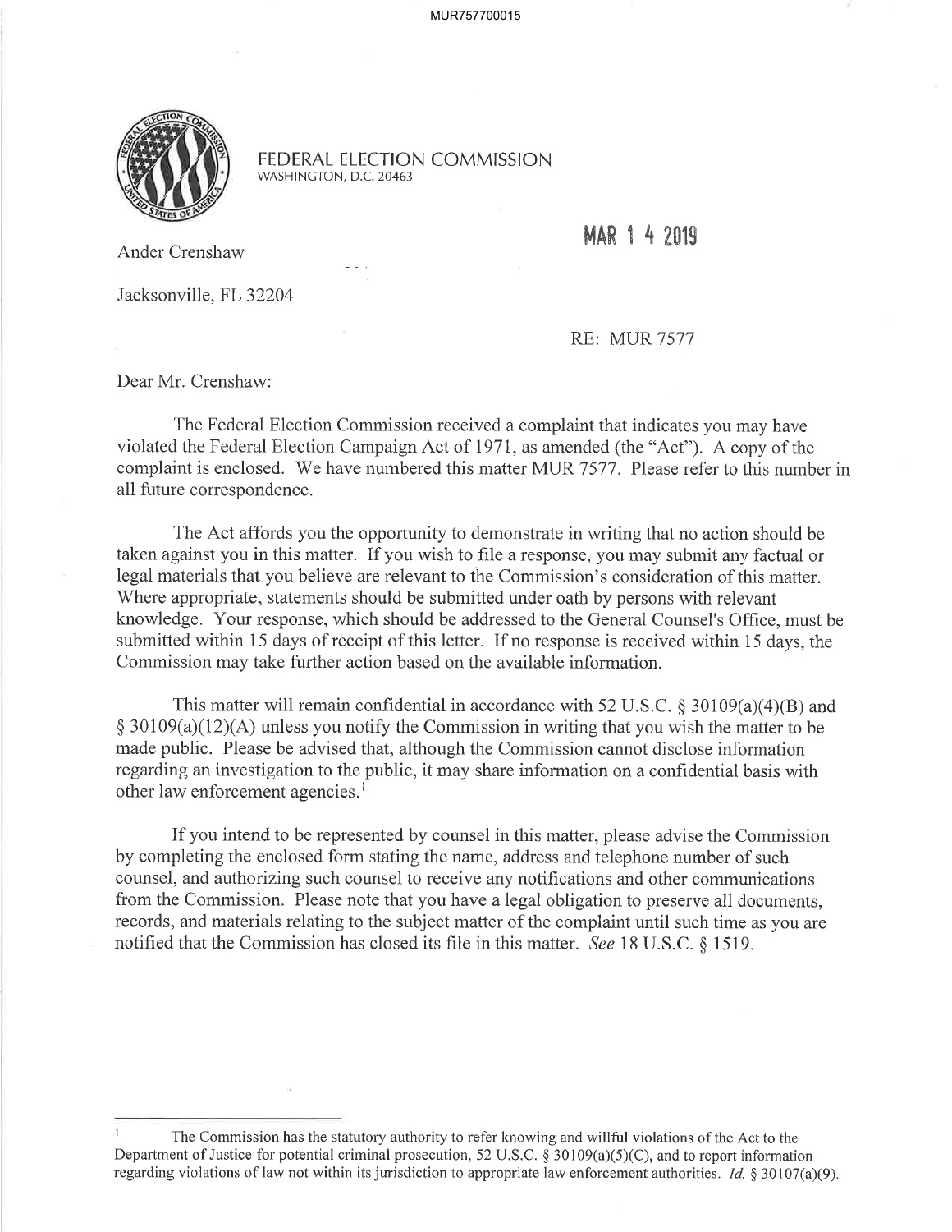FEDERAL ELECTION COMMISSION
WASHINGTON, D.C. 20463

MAR 14 2019

Ander Crenshaw

Jacksonville, FL 32204

RE: MUR 7577

Dear Mr. Crenshaw:

The Federal Election Commission received a complaint that indicates you may have violated the Federal Election Campaign Act of 1971, as amended (the "Act"). A copy of the complaint is enclosed. We have numbered this matter MUR 7577. Please refer to this number in all future correspondence.

The Act affords you the opportunity to demonstrate in writing that no action should be taken against you in this matter. If you wish to file a response, you may submit any factual or legal materials that you believe are relevant to the Commission's consideration of this matter. Where appropriate, statements should be submitted under oath by persons with relevant knowledge. Your response, which should be addressed to the General Counsel's Office, must be submitted within 15 days of receipt of this letter. If no response is received within 15 days, the Commission may take further action based on the available information.

This matter will remain confidential in accordance with 52 U.S.C. § 30109(a)(4)(B) and § 30109(a)(12)(A) unless you notify the Commission in writing that you wish the matter to be made public. Please be advised that, although the Commission cannot disclose information regarding an investigation to the public, it may share information on a confidential basis with other law enforcement agencies.[1]

If you intend to be represented by counsel in this matter, please advise the Commission by completing the enclosed form stating the name, address and telephone number of such counsel, and authorizing such counsel to receive any notifications and other communications from the Commission. Please note that you have a legal obligation to preserve all documents, records, and materials relating to the subject matter of the complaint until such time as you are notified that the Commission has closed its file in this matter. *See* 18 U.S.C. § 1519.

---

[1] The Commission has the statutory authority to refer knowing and willful violations of the Act to the Department of Justice for potential criminal prosecution, 52 U.S.C. § 30109(a)(5)(C), and to report information regarding violations of law not within its jurisdiction to appropriate law enforcement authorities. *Id.* § 30107(a)(9).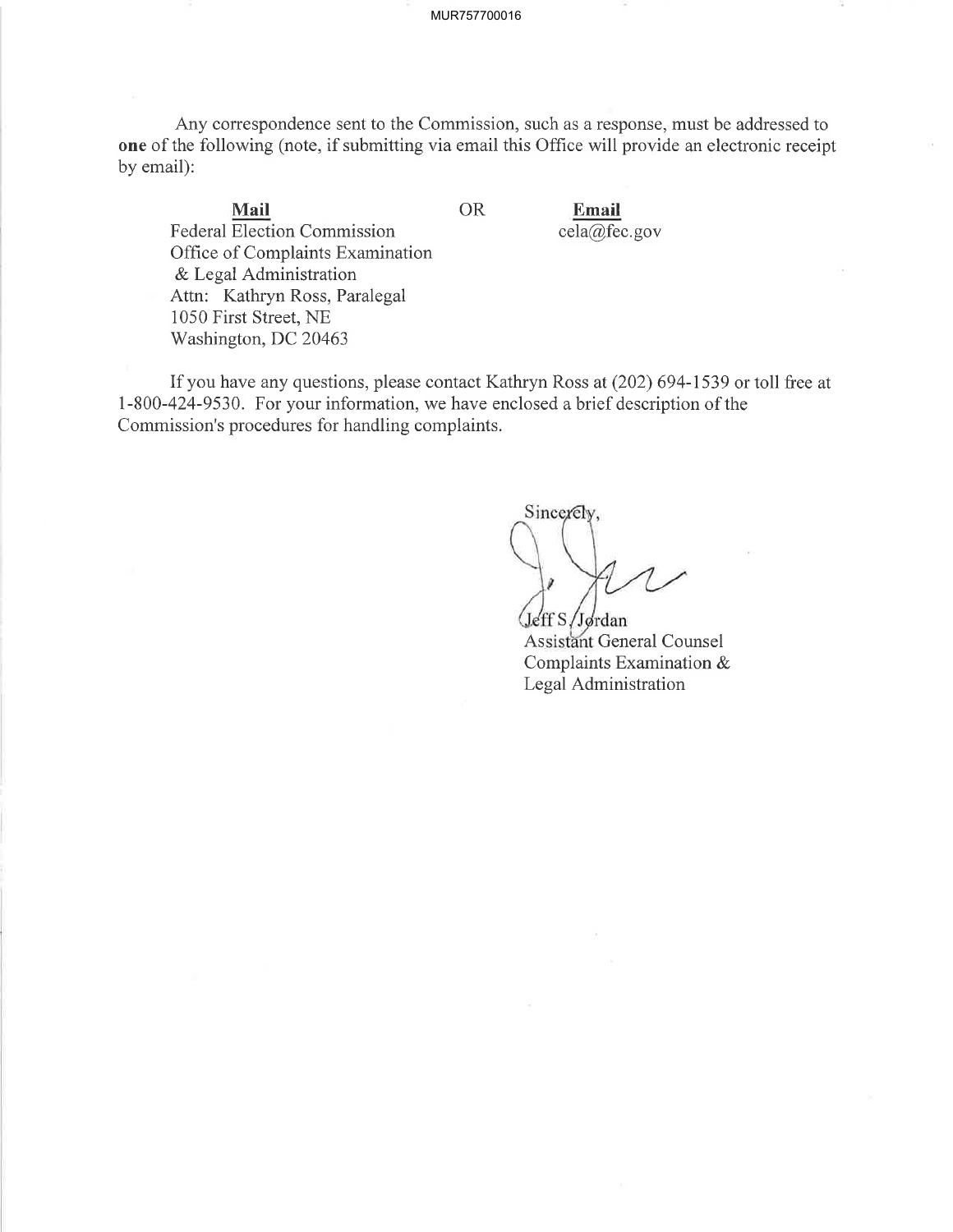Any correspondence sent to the Commission, such as a response, must be addressed to **one** of the following (note, if submitting via email this Office will provide an electronic receipt by email):

| **Mail** | OR | **Email** |
|---|---|---|
| Federal Election Commission<br>Office of Complaints Examination<br>& Legal Administration<br>Attn: Kathryn Ross, Paralegal<br>1050 First Street, NE<br>Washington, DC 20463 | | cela@fec.gov |

If you have any questions, please contact Kathryn Ross at (202) 694-1539 or toll free at 1-800-424-9530. For your information, we have enclosed a brief description of the Commission's procedures for handling complaints.

Sincerely,

Jeff S. Jordan
Assistant General Counsel
Complaints Examination &
Legal Administration